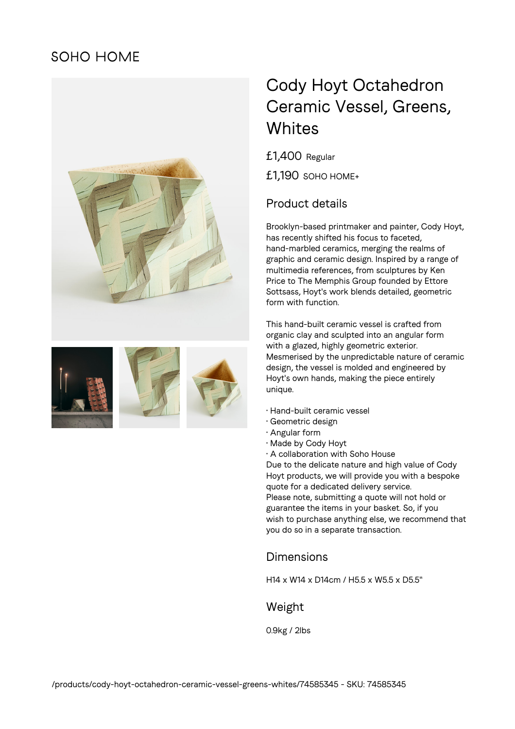SOHO HOME

# Cody Hoyt Octahedron Ceramic Vessel, Greens, Whites

£1,400 Regular

£1,190 SOHO HOME+

## Product details

Brooklyn-based printmaker and painter, Cody Hoyt, has recently shifted his focus to faceted, hand-marbled ceramics, merging the realms of graphic and ceramic design. Inspired by a range of multimedia references, from sculptures by Ken Price to The Memphis Group founded by Ettore Sottsass, Hoyt's work blends detailed, geometric form with function.

This hand-built ceramic vessel is crafted from organic clay and sculpted into an angular form with a glazed, highly geometric exterior. Mesmerised by the unpredictable nature of ceramic design, the vessel is molded and engineered by Hoyt's own hands, making the piece entirely unique.

· Hand-built ceramic vessel
· Geometric design
· Angular form
· Made by Cody Hoyt
· A collaboration with Soho House

Due to the delicate nature and high value of Cody Hoyt products, we will provide you with a bespoke quote for a dedicated delivery service.
Please note, submitting a quote will not hold or guarantee the items in your basket. So, if you wish to purchase anything else, we recommend that you do so in a separate transaction.

## Dimensions

H14 x W14 x D14cm / H5.5 x W5.5 x D5.5"

## Weight

0.9kg / 2lbs

/products/cody-hoyt-octahedron-ceramic-vessel-greens-whites/74585345 - SKU: 74585345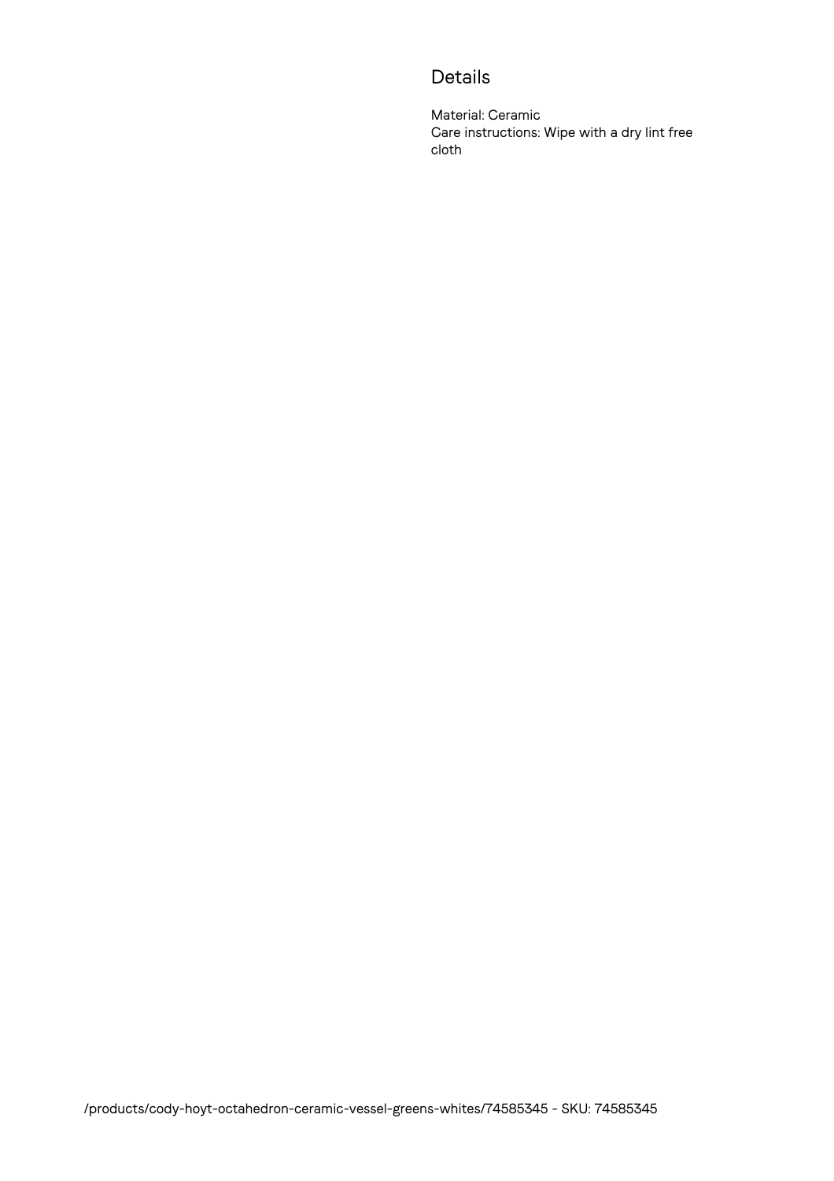## Details

Material: Ceramic
Care instructions: Wipe with a dry lint free cloth

/products/cody-hoyt-octahedron-ceramic-vessel-greens-whites/74585345 - SKU: 74585345